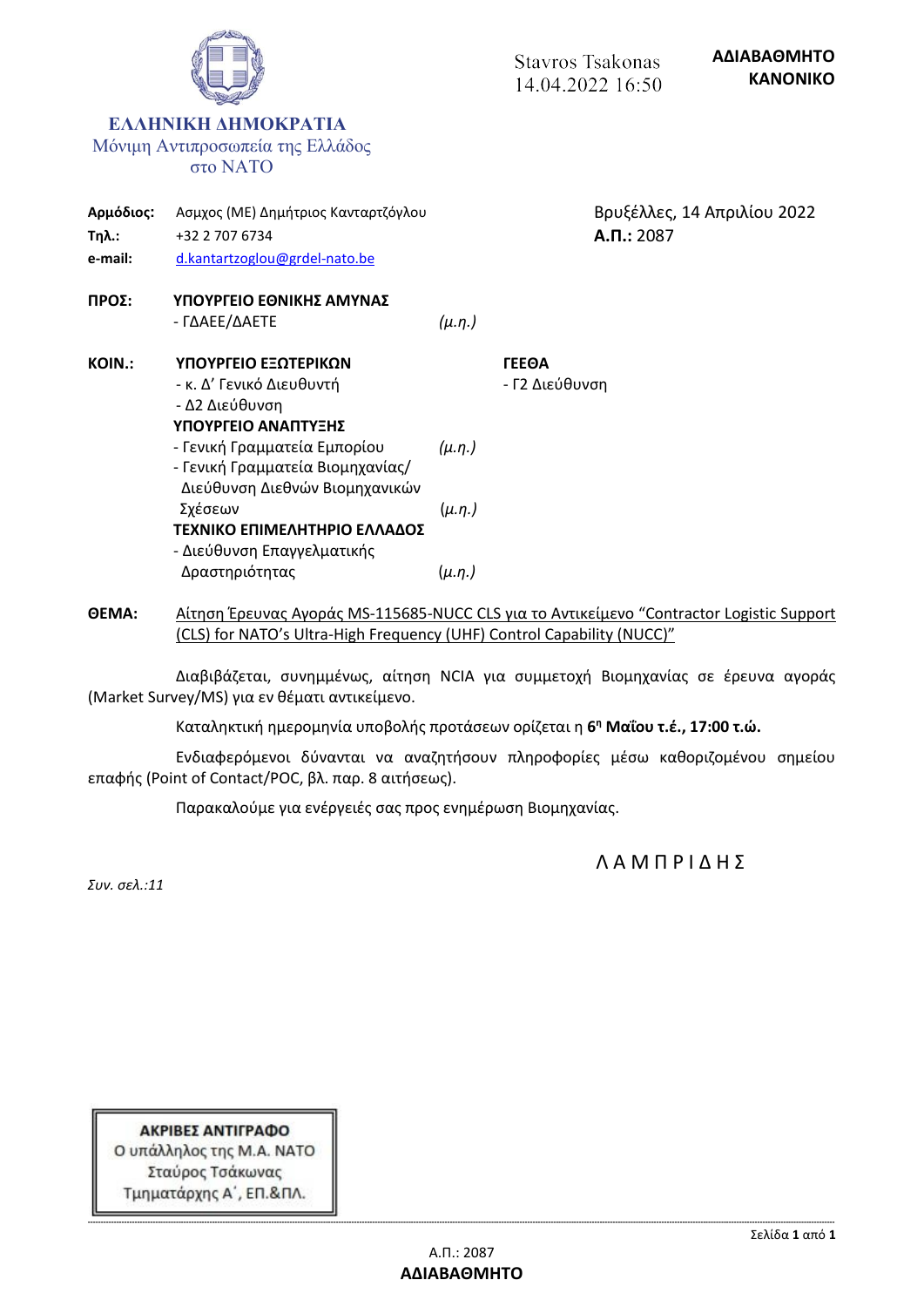**ΕΛΛΗΝΙΚΗ ΔΗΜΟΚΡΑΤΙΑ**
Μόνιμη Αντιπροσωπεία της Ελλάδος
στο ΝΑΤΟ

Stavros Tsakonas
14.04.2022 16:50

**ΑΔΙΑΒΑΘΜΗΤΟ**
**ΚΑΝΟΝΙΚΟ**

**Αρμόδιος:** Ασμχος (ΜΕ) Δημήτριος Κανταρτζόγλου
**Τηλ.:** +32 2 707 6734
**e-mail:** d.kantartzoglou@grdel-nato.be

Βρυξέλλες, 14 Απριλίου 2022
**Α.Π.:** 2087

**ΠΡΟΣ:** **ΥΠΟΥΡΓΕΙΟ ΕΘΝΙΚΗΣ ΑΜΥΝΑΣ**
- ΓΔΑΕΕ/ΔΑΕΤΕ *(μ.η.)*

**ΚΟΙΝ.:** **ΥΠΟΥΡΓΕΙΟ ΕΞΩΤΕΡΙΚΩΝ**
- κ. Δ' Γενικό Διευθυντή
- Δ2 Διεύθυνση

**ΥΠΟΥΡΓΕΙΟ ΑΝΑΠΤΥΞΗΣ**
- Γενική Γραμματεία Εμπορίου *(μ.η.)*
- Γενική Γραμματεία Βιομηχανίας/ Διεύθυνση Διεθνών Βιομηχανικών Σχέσεων *(μ.η.)*

**ΤΕΧΝΙΚΟ ΕΠΙΜΕΛΗΤΗΡΙΟ ΕΛΛΑΔΟΣ**
- Διεύθυνση Επαγγελματικής Δραστηριότητας *(μ.η.)*

**ΓΕΕΘΑ**
- Γ2 Διεύθυνση

**ΘΕΜΑ:** Αίτηση Έρευνας Αγοράς MS-115685-NUCC CLS για το Αντικείμενο "Contractor Logistic Support (CLS) for NATO's Ultra-High Frequency (UHF) Control Capability (NUCC)"

Διαβιβάζεται, συνημμένως, αίτηση NCIA για συμμετοχή Βιομηχανίας σε έρευνα αγοράς (Market Survey/MS) για εν θέματι αντικείμενο.

Καταληκτική ημερομηνία υποβολής προτάσεων ορίζεται η **6η Μαΐου τ.έ., 17:00 τ.ώ.**

Ενδιαφερόμενοι δύνανται να αναζητήσουν πληροφορίες μέσω καθοριζομένου σημείου επαφής (Point of Contact/POC, βλ. παρ. 8 αιτήσεως).

Παρακαλούμε για ενέργειές σας προς ενημέρωση Βιομηχανίας.

Λ Α Μ Π Ρ Ι Δ Η Σ

*Συν. σελ.:11*

**ΑΚΡΙΒΕΣ ΑΝΤΙΓΡΑΦΟ**
Ο υπάλληλος της Μ.Α. ΝΑΤΟ
Σταύρος Τσάκωνας
Τμηματάρχης Α΄, ΕΠ.&ΠΛ.

Α.Π.: 2087
**ΑΔΙΑΒΑΘΜΗΤΟ**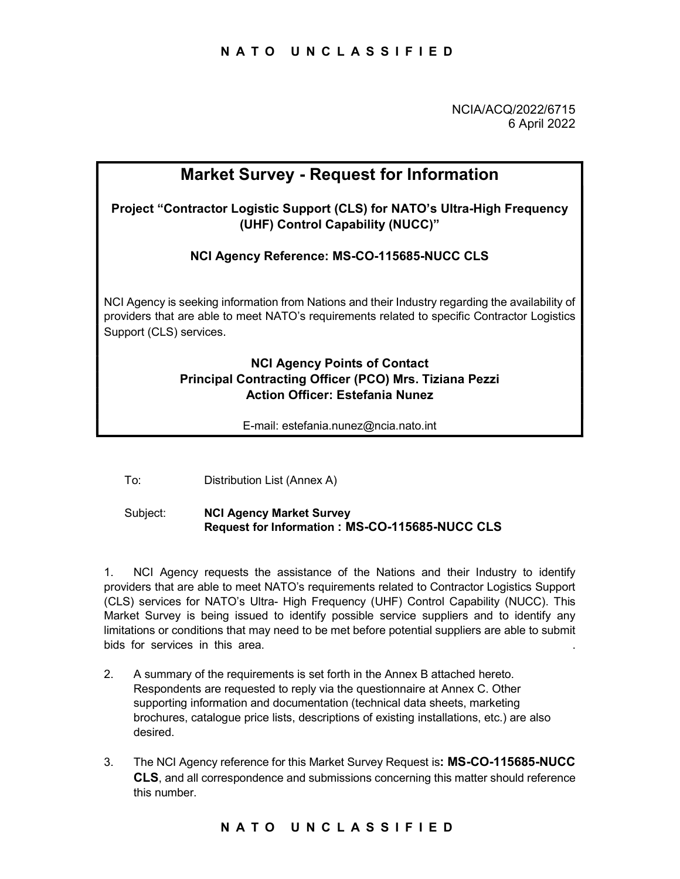NCIA/ACQ/2022/6715
6 April 2022

# Market Survey - Request for Information

**Project "Contractor Logistic Support (CLS) for NATO's Ultra-High Frequency (UHF) Control Capability (NUCC)"**

**NCI Agency Reference: MS-CO-115685-NUCC CLS**

NCI Agency is seeking information from Nations and their Industry regarding the availability of providers that are able to meet NATO's requirements related to specific Contractor Logistics Support (CLS) services.

**NCI Agency Points of Contact**
**Principal Contracting Officer (PCO) Mrs. Tiziana Pezzi**
**Action Officer: Estefania Nunez**

E-mail: estefania.nunez@ncia.nato.int

To: Distribution List (Annex A)

Subject: **NCI Agency Market Survey**
**Request for Information : MS-CO-115685-NUCC CLS**

1. NCI Agency requests the assistance of the Nations and their Industry to identify providers that are able to meet NATO's requirements related to Contractor Logistics Support (CLS) services for NATO's Ultra- High Frequency (UHF) Control Capability (NUCC). This Market Survey is being issued to identify possible service suppliers and to identify any limitations or conditions that may need to be met before potential suppliers are able to submit bids for services in this area.

2. A summary of the requirements is set forth in the Annex B attached hereto. Respondents are requested to reply via the questionnaire at Annex C. Other supporting information and documentation (technical data sheets, marketing brochures, catalogue price lists, descriptions of existing installations, etc.) are also desired.

3. The NCI Agency reference for this Market Survey Request is**: MS-CO-115685-NUCC CLS**, and all correspondence and submissions concerning this matter should reference this number.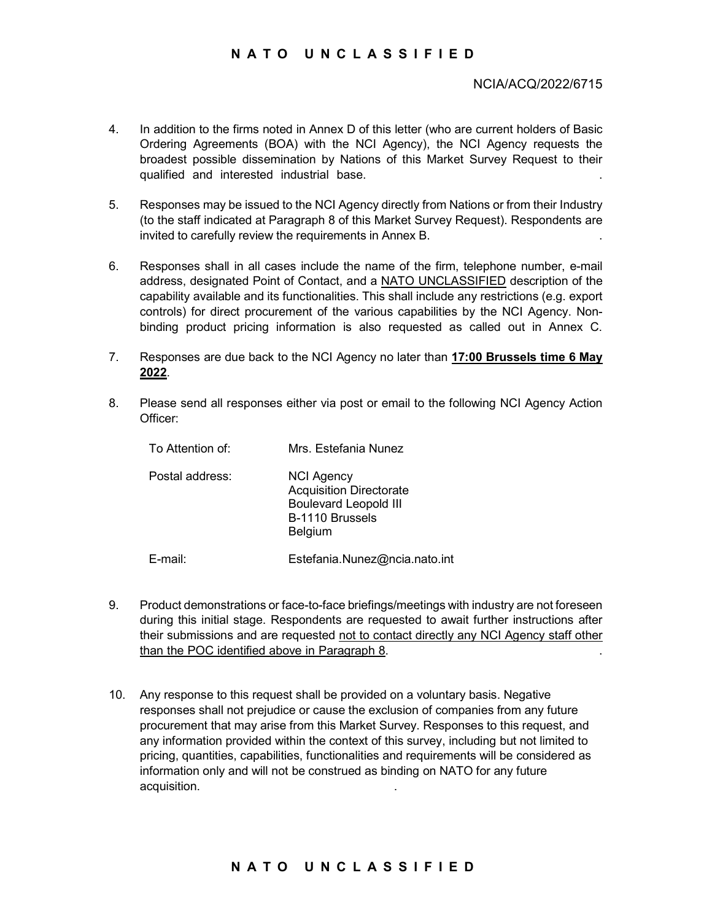4. In addition to the firms noted in Annex D of this letter (who are current holders of Basic Ordering Agreements (BOA) with the NCI Agency), the NCI Agency requests the broadest possible dissemination by Nations of this Market Survey Request to their qualified and interested industrial base.

5. Responses may be issued to the NCI Agency directly from Nations or from their Industry (to the staff indicated at Paragraph 8 of this Market Survey Request). Respondents are invited to carefully review the requirements in Annex B.

6. Responses shall in all cases include the name of the firm, telephone number, e-mail address, designated Point of Contact, and a NATO UNCLASSIFIED description of the capability available and its functionalities. This shall include any restrictions (e.g. export controls) for direct procurement of the various capabilities by the NCI Agency. Non-binding product pricing information is also requested as called out in Annex C.

7. Responses are due back to the NCI Agency no later than **17:00 Brussels time 6 May 2022**.

8. Please send all responses either via post or email to the following NCI Agency Action Officer:

| | |
|---|---|
| To Attention of: | Mrs. Estefania Nunez |
| Postal address: | NCI Agency<br>Acquisition Directorate<br>Boulevard Leopold III<br>B-1110 Brussels<br>Belgium |
| E-mail: | Estefania.Nunez@ncia.nato.int |

9. Product demonstrations or face-to-face briefings/meetings with industry are not foreseen during this initial stage. Respondents are requested to await further instructions after their submissions and are requested not to contact directly any NCI Agency staff other than the POC identified above in Paragraph 8.

10. Any response to this request shall be provided on a voluntary basis. Negative responses shall not prejudice or cause the exclusion of companies from any future procurement that may arise from this Market Survey. Responses to this request, and any information provided within the context of this survey, including but not limited to pricing, quantities, capabilities, functionalities and requirements will be considered as information only and will not be construed as binding on NATO for any future acquisition.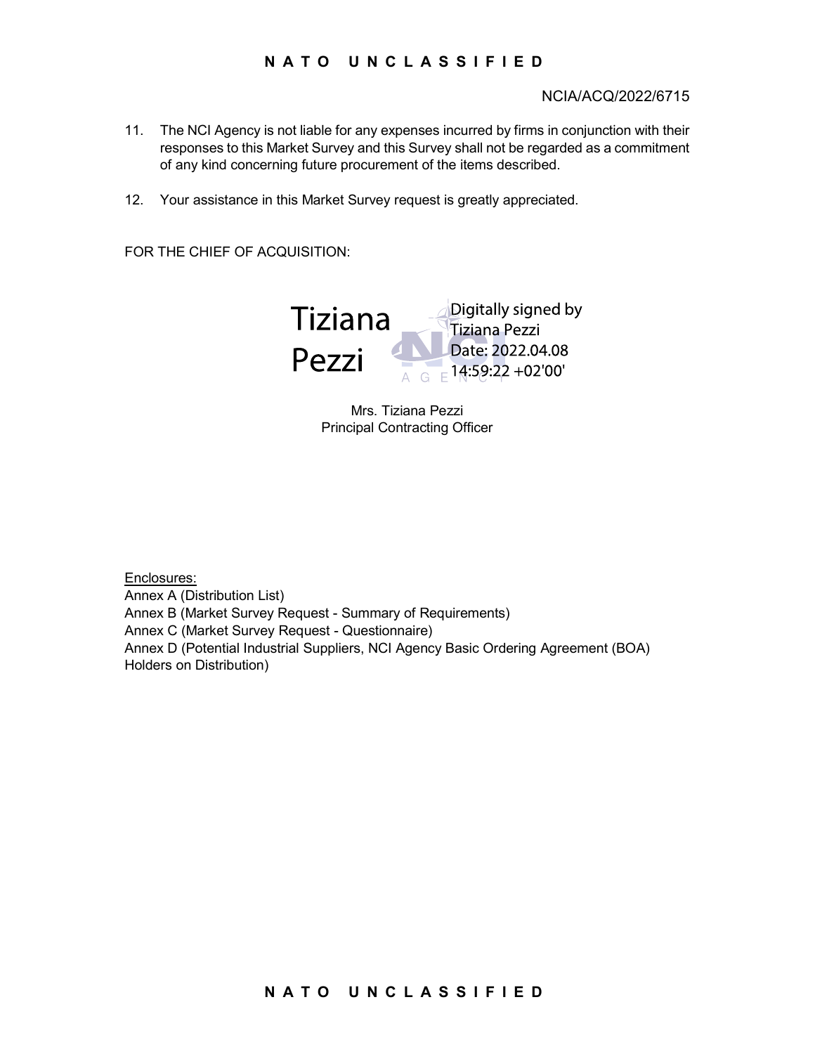NCIA/ACQ/2022/6715

11. The NCI Agency is not liable for any expenses incurred by firms in conjunction with their responses to this Market Survey and this Survey shall not be regarded as a commitment of any kind concerning future procurement of the items described.

12. Your assistance in this Market Survey request is greatly appreciated.

FOR THE CHIEF OF ACQUISITION:

Tiziana Pezzi

Digitally signed by Tiziana Pezzi
Date: 2022.04.08 14:59:22 +02'00'

Mrs. Tiziana Pezzi
Principal Contracting Officer

Enclosures:
Annex A (Distribution List)
Annex B (Market Survey Request - Summary of Requirements)
Annex C (Market Survey Request - Questionnaire)
Annex D (Potential Industrial Suppliers, NCI Agency Basic Ordering Agreement (BOA) Holders on Distribution)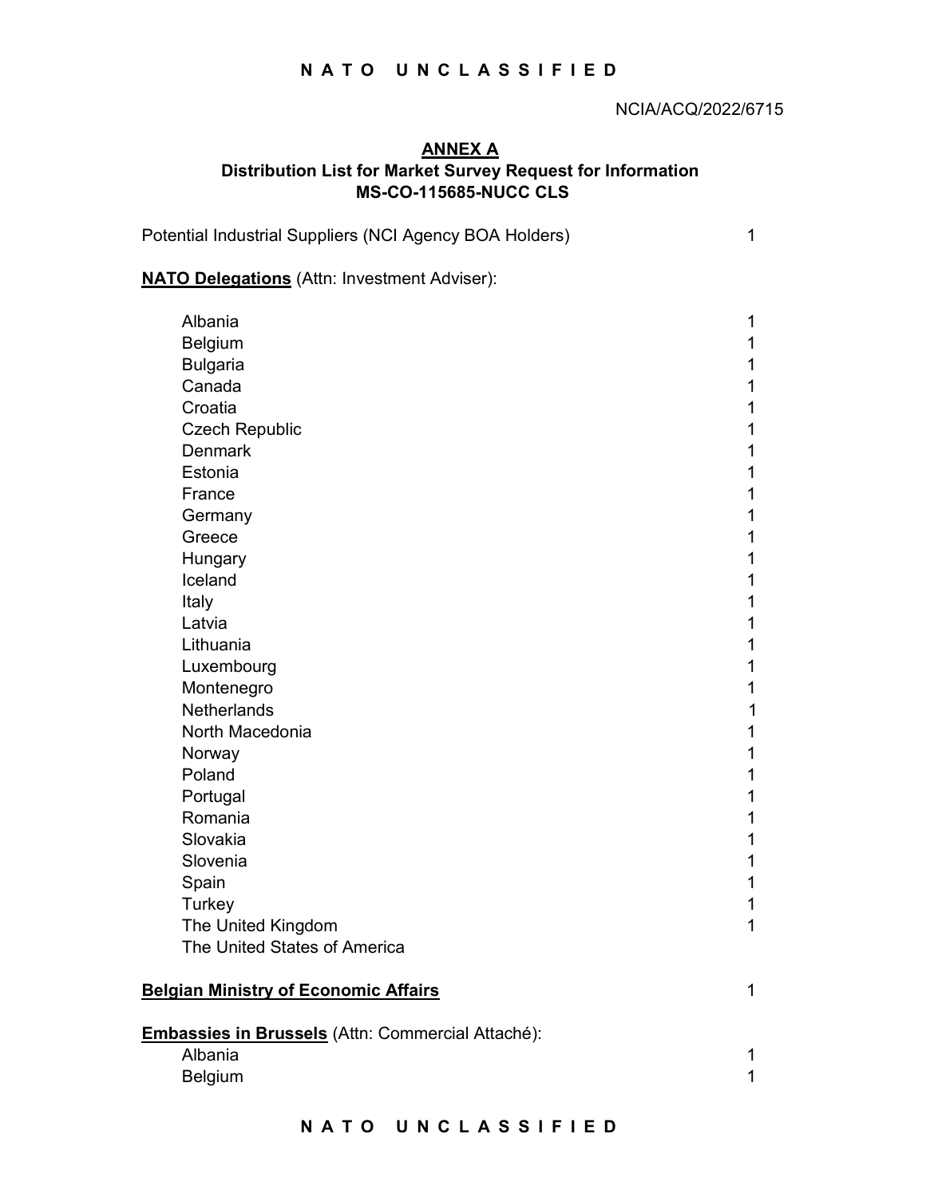NCIA/ACQ/2022/6715

## ANNEX A

### Distribution List for Market Survey Request for Information
### MS-CO-115685-NUCC CLS

| | |
|---|---|
| Potential Industrial Suppliers (NCI Agency BOA Holders) | 1 |
| **NATO Delegations** (Attn: Investment Adviser): | |
| Albania | 1 |
| Belgium | 1 |
| Bulgaria | 1 |
| Canada | 1 |
| Croatia | 1 |
| Czech Republic | 1 |
| Denmark | 1 |
| Estonia | 1 |
| France | 1 |
| Germany | 1 |
| Greece | 1 |
| Hungary | 1 |
| Iceland | 1 |
| Italy | 1 |
| Latvia | 1 |
| Lithuania | 1 |
| Luxembourg | 1 |
| Montenegro | 1 |
| Netherlands | 1 |
| North Macedonia | 1 |
| Norway | 1 |
| Poland | 1 |
| Portugal | 1 |
| Romania | 1 |
| Slovakia | 1 |
| Slovenia | 1 |
| Spain | 1 |
| Turkey | 1 |
| The United Kingdom | 1 |
| The United States of America | |
| **Belgian Ministry of Economic Affairs** | 1 |
| **Embassies in Brussels** (Attn: Commercial Attaché): | |
| Albania | 1 |
| Belgium | 1 |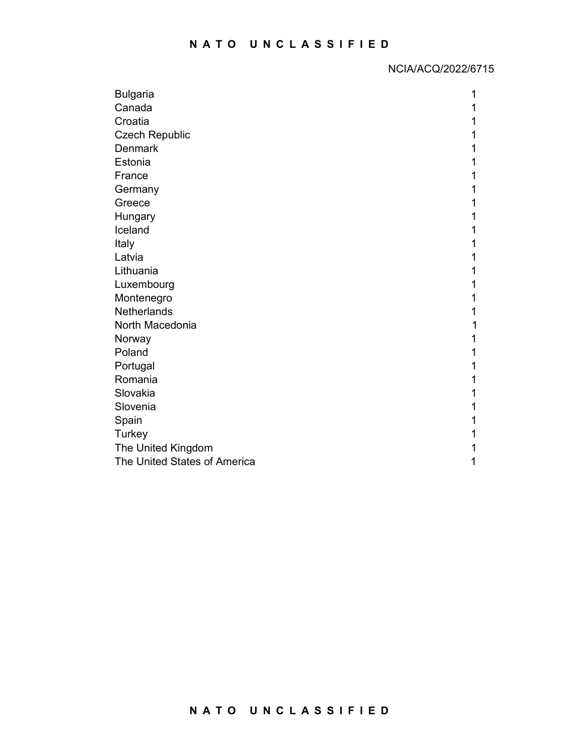NCIA/ACQ/2022/6715

| | |
|---|---|
| Bulgaria | 1 |
| Canada | 1 |
| Croatia | 1 |
| Czech Republic | 1 |
| Denmark | 1 |
| Estonia | 1 |
| France | 1 |
| Germany | 1 |
| Greece | 1 |
| Hungary | 1 |
| Iceland | 1 |
| Italy | 1 |
| Latvia | 1 |
| Lithuania | 1 |
| Luxembourg | 1 |
| Montenegro | 1 |
| Netherlands | 1 |
| North Macedonia | 1 |
| Norway | 1 |
| Poland | 1 |
| Portugal | 1 |
| Romania | 1 |
| Slovakia | 1 |
| Slovenia | 1 |
| Spain | 1 |
| Turkey | 1 |
| The United Kingdom | 1 |
| The United States of America | 1 |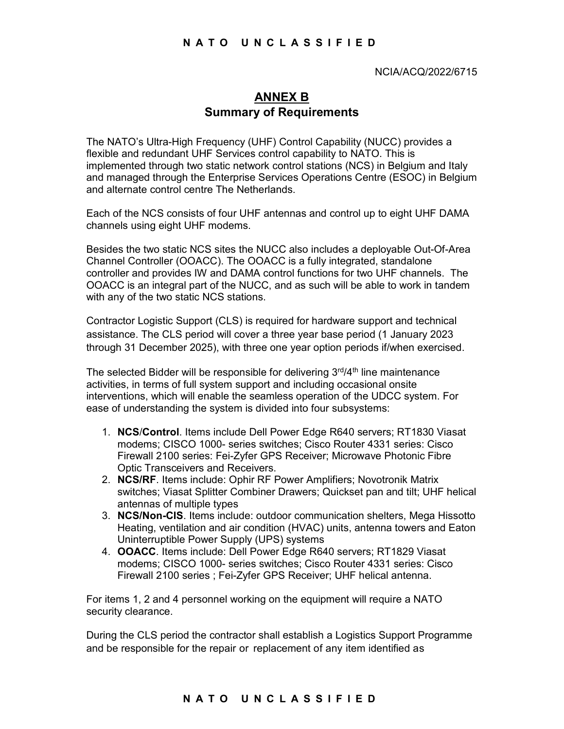NCIA/ACQ/2022/6715

# ANNEX B
## Summary of Requirements

The NATO's Ultra-High Frequency (UHF) Control Capability (NUCC) provides a flexible and redundant UHF Services control capability to NATO. This is implemented through two static network control stations (NCS) in Belgium and Italy and managed through the Enterprise Services Operations Centre (ESOC) in Belgium and alternate control centre The Netherlands.

Each of the NCS consists of four UHF antennas and control up to eight UHF DAMA channels using eight UHF modems.

Besides the two static NCS sites the NUCC also includes a deployable Out-Of-Area Channel Controller (OOACC). The OOACC is a fully integrated, standalone controller and provides IW and DAMA control functions for two UHF channels. The OOACC is an integral part of the NUCC, and as such will be able to work in tandem with any of the two static NCS stations.

Contractor Logistic Support (CLS) is required for hardware support and technical assistance. The CLS period will cover a three year base period (1 January 2023 through 31 December 2025), with three one year option periods if/when exercised.

The selected Bidder will be responsible for delivering 3rd/4th line maintenance activities, in terms of full system support and including occasional onsite interventions, which will enable the seamless operation of the UDCC system. For ease of understanding the system is divided into four subsystems:

1. **NCS/Control**. Items include Dell Power Edge R640 servers; RT1830 Viasat modems; CISCO 1000- series switches; Cisco Router 4331 series: Cisco Firewall 2100 series: Fei-Zyfer GPS Receiver; Microwave Photonic Fibre Optic Transceivers and Receivers.
2. **NCS/RF**. Items include: Ophir RF Power Amplifiers; Novotronik Matrix switches; Viasat Splitter Combiner Drawers; Quickset pan and tilt; UHF helical antennas of multiple types
3. **NCS/Non-CIS**. Items include: outdoor communication shelters, Mega Hissotto Heating, ventilation and air condition (HVAC) units, antenna towers and Eaton Uninterruptible Power Supply (UPS) systems
4. **OOACC**. Items include: Dell Power Edge R640 servers; RT1829 Viasat modems; CISCO 1000- series switches; Cisco Router 4331 series: Cisco Firewall 2100 series ; Fei-Zyfer GPS Receiver; UHF helical antenna.

For items 1, 2 and 4 personnel working on the equipment will require a NATO security clearance.

During the CLS period the contractor shall establish a Logistics Support Programme and be responsible for the repair or replacement of any item identified as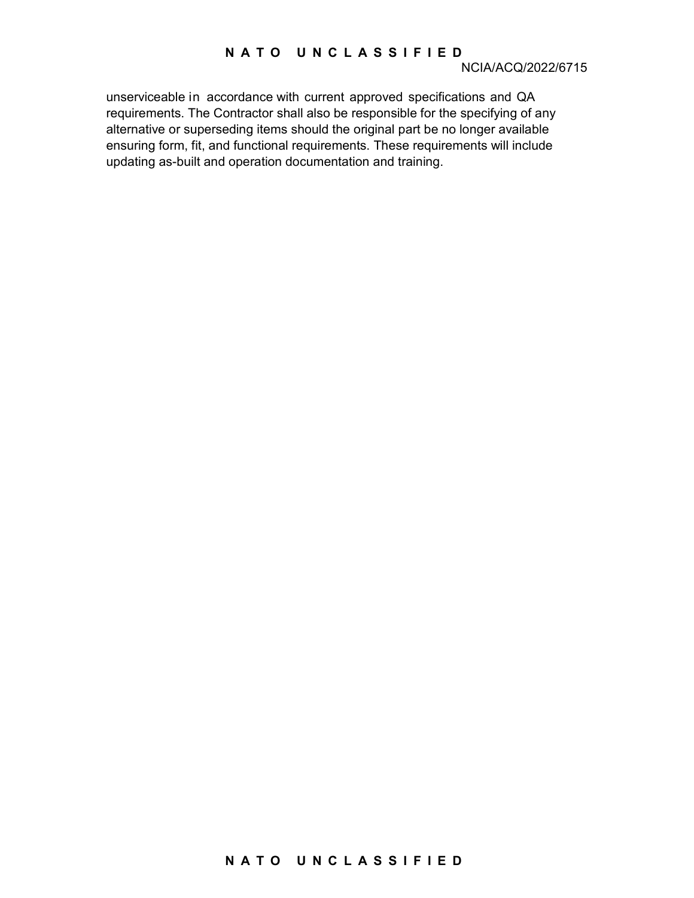unserviceable in accordance with current approved specifications and QA requirements. The Contractor shall also be responsible for the specifying of any alternative or superseding items should the original part be no longer available ensuring form, fit, and functional requirements. These requirements will include updating as-built and operation documentation and training.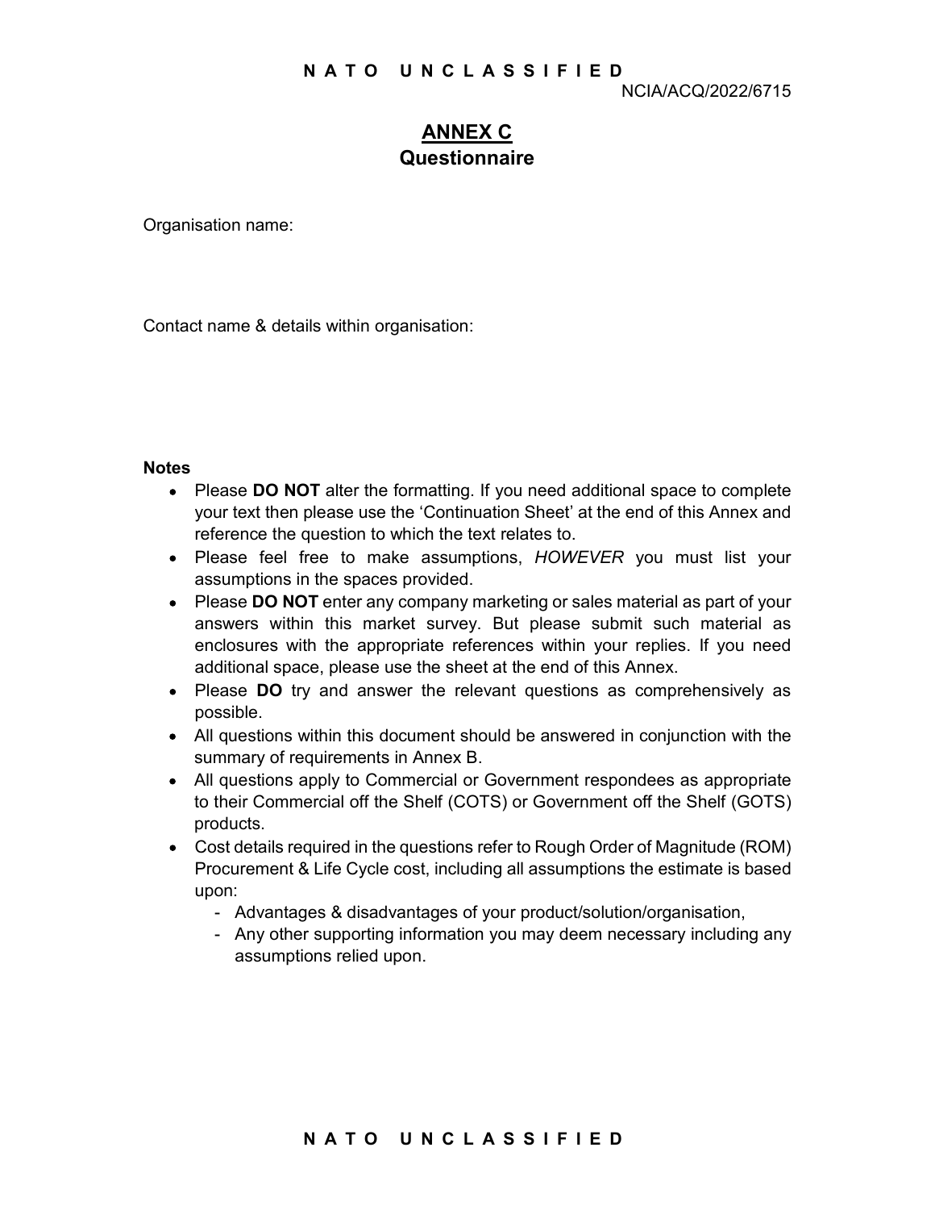NCIA/ACQ/2022/6715

# ANNEX C
## Questionnaire

Organisation name:

Contact name & details within organisation:

**Notes**

- Please **DO NOT** alter the formatting. If you need additional space to complete your text then please use the 'Continuation Sheet' at the end of this Annex and reference the question to which the text relates to.
- Please feel free to make assumptions, *HOWEVER* you must list your assumptions in the spaces provided.
- Please **DO NOT** enter any company marketing or sales material as part of your answers within this market survey. But please submit such material as enclosures with the appropriate references within your replies. If you need additional space, please use the sheet at the end of this Annex.
- Please **DO** try and answer the relevant questions as comprehensively as possible.
- All questions within this document should be answered in conjunction with the summary of requirements in Annex B.
- All questions apply to Commercial or Government respondees as appropriate to their Commercial off the Shelf (COTS) or Government off the Shelf (GOTS) products.
- Cost details required in the questions refer to Rough Order of Magnitude (ROM) Procurement & Life Cycle cost, including all assumptions the estimate is based upon:
  - Advantages & disadvantages of your product/solution/organisation,
  - Any other supporting information you may deem necessary including any assumptions relied upon.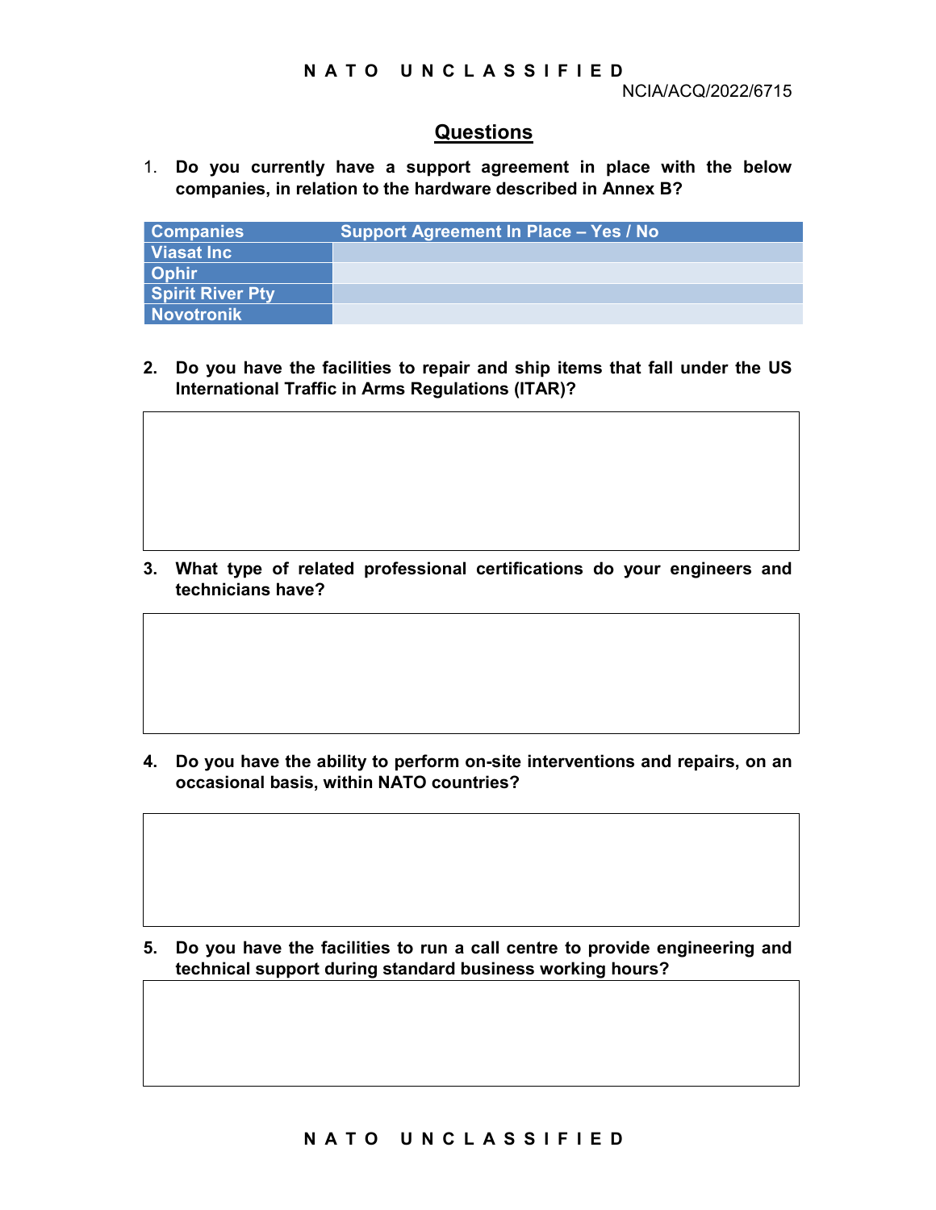NCIA/ACQ/2022/6715

## Questions

1. **Do you currently have a support agreement in place with the below companies, in relation to the hardware described in Annex B?**

| Companies | Support Agreement In Place – Yes / No |
|---|---|
| Viasat Inc | |
| Ophir | |
| Spirit River Pty | |
| Novotronik | |

2. **Do you have the facilities to repair and ship items that fall under the US International Traffic in Arms Regulations (ITAR)?**

3. **What type of related professional certifications do your engineers and technicians have?**

4. **Do you have the ability to perform on-site interventions and repairs, on an occasional basis, within NATO countries?**

5. **Do you have the facilities to run a call centre to provide engineering and technical support during standard business working hours?**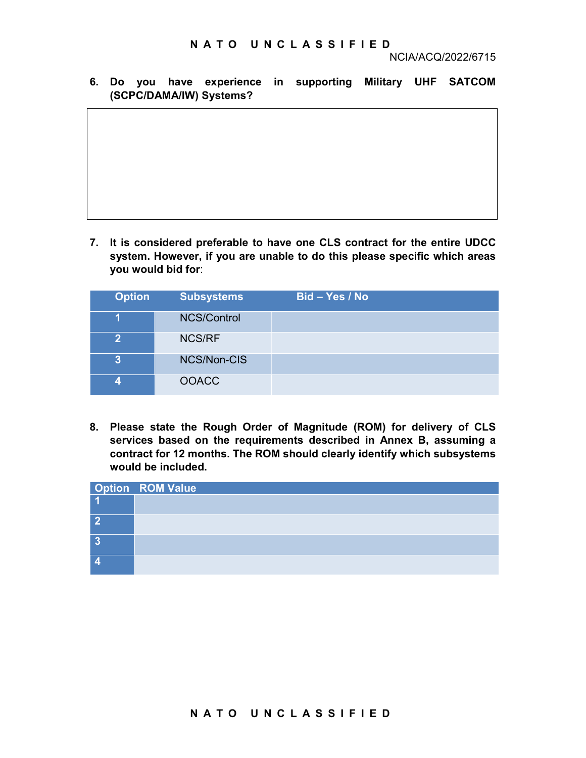**6. Do you have experience in supporting Military UHF SATCOM (SCPC/DAMA/IW) Systems?**

| |
|---|
| |

**7. It is considered preferable to have one CLS contract for the entire UDCC system. However, if you are unable to do this please specific which areas you would bid for**:

| Option | Subsystems | Bid – Yes / No |
|---|---|---|
| 1 | NCS/Control | |
| 2 | NCS/RF | |
| 3 | NCS/Non-CIS | |
| 4 | OOACC | |

**8. Please state the Rough Order of Magnitude (ROM) for delivery of CLS services based on the requirements described in Annex B, assuming a contract for 12 months. The ROM should clearly identify which subsystems would be included.**

| Option | ROM Value |
|---|---|
| 1 | |
| 2 | |
| 3 | |
| 4 | |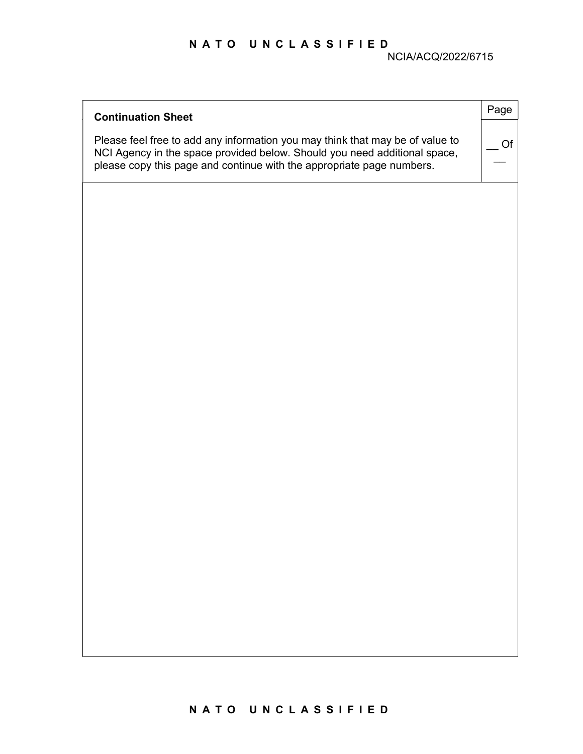| **Continuation Sheet**<br><br>Please feel free to add any information you may think that may be of value to NCI Agency in the space provided below. Should you need additional space, please copy this page and continue with the appropriate page numbers. | Page<br><br>__ Of __ |
|---|---|
| | |